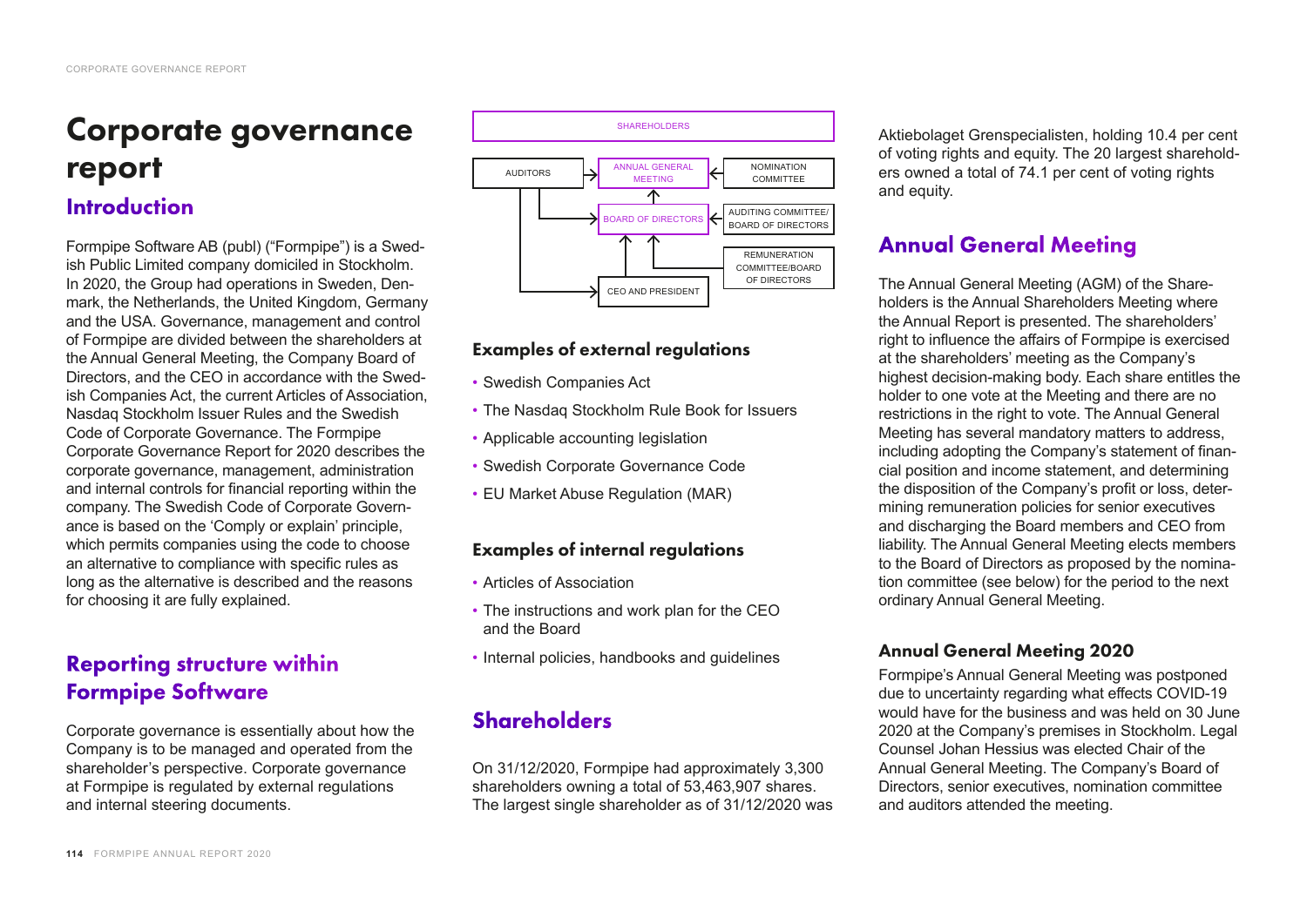# Corporate governance report

## Introduction

Formpipe Software AB (publ) ("Formpipe") is a Swedish Public Limited company domiciled in Stockholm. In 2020, the Group had operations in Sweden, Denmark, the Netherlands, the United Kingdom, Germany and the USA. Governance, management and control of Formpipe are divided between the shareholders at the Annual General Meeting, the Company Board of Directors, and the CEO in accordance with the Swedish Companies Act, the current Articles of Association, Nasdaq Stockholm Issuer Rules and the Swedish Code of Corporate Governance. The Formpipe Corporate Governance Report for 2020 describes the corporate governance, management, administration and internal controls for financial reporting within the company. The Swedish Code of Corporate Governance is based on the 'Comply or explain' principle, which permits companies using the code to choose an alternative to compliance with specific rules as long as the alternative is described and the reasons for choosing it are fully explained.

## Reporting structure within Formpipe Software

Corporate governance is essentially about how the Company is to be managed and operated from the shareholder's perspective. Corporate governance at Formpipe is regulated by external regulations and internal steering documents.

SHAREHOLDERS

AUDITORS → ANNUAL GENERAL MEETING ← NOMINATION COMMITTEE

BOARD OF DIRECTORS ← AUDITING COMMITTEE/BOARD OF DIRECTORS

REMUNERATION COMMITTEE/BOARD OF DIRECTORS

CEO AND PRESIDENT

### Examples of external regulations

- Swedish Companies Act
- The Nasdaq Stockholm Rule Book for Issuers
- Applicable accounting legislation
- Swedish Corporate Governance Code
- EU Market Abuse Regulation (MAR)

### Examples of internal regulations

- Articles of Association
- The instructions and work plan for the CEO and the Board
- Internal policies, handbooks and guidelines

## Shareholders

On 31/12/2020, Formpipe had approximately 3,300 shareholders owning a total of 53,463,907 shares. The largest single shareholder as of 31/12/2020 was Aktiebolaget Grenspecialisten, holding 10.4 per cent of voting rights and equity. The 20 largest shareholders owned a total of 74.1 per cent of voting rights and equity.

## Annual General Meeting

The Annual General Meeting (AGM) of the Shareholders is the Annual Shareholders Meeting where the Annual Report is presented. The shareholders' right to influence the affairs of Formpipe is exercised at the shareholders' meeting as the Company's highest decision-making body. Each share entitles the holder to one vote at the Meeting and there are no restrictions in the right to vote. The Annual General Meeting has several mandatory matters to address, including adopting the Company's statement of financial position and income statement, and determining the disposition of the Company's profit or loss, determining remuneration policies for senior executives and discharging the Board members and CEO from liability. The Annual General Meeting elects members to the Board of Directors as proposed by the nomination committee (see below) for the period to the next ordinary Annual General Meeting.

### Annual General Meeting 2020

Formpipe's Annual General Meeting was postponed due to uncertainty regarding what effects COVID-19 would have for the business and was held on 30 June 2020 at the Company's premises in Stockholm. Legal Counsel Johan Hessius was elected Chair of the Annual General Meeting. The Company's Board of Directors, senior executives, nomination committee and auditors attended the meeting.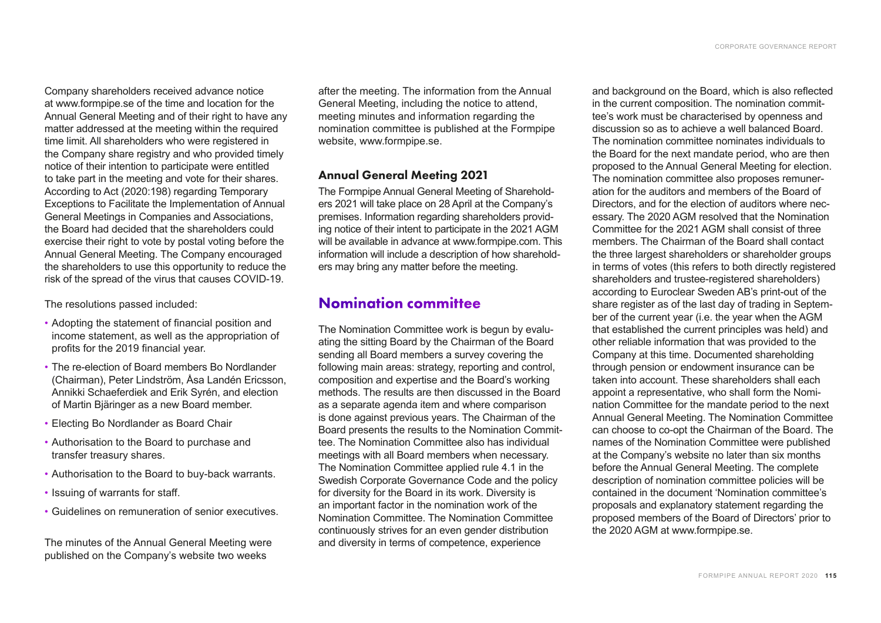Company shareholders received advance notice at www.formpipe.se of the time and location for the Annual General Meeting and of their right to have any matter addressed at the meeting within the required time limit. All shareholders who were registered in the Company share registry and who provided timely notice of their intention to participate were entitled to take part in the meeting and vote for their shares. According to Act (2020:198) regarding Temporary Exceptions to Facilitate the Implementation of Annual General Meetings in Companies and Associations, the Board had decided that the shareholders could exercise their right to vote by postal voting before the Annual General Meeting. The Company encouraged the shareholders to use this opportunity to reduce the risk of the spread of the virus that causes COVID-19.

The resolutions passed included:

- Adopting the statement of financial position and income statement, as well as the appropriation of profits for the 2019 financial year.
- The re-election of Board members Bo Nordlander (Chairman), Peter Lindström, Åsa Landén Ericsson, Annikki Schaeferdiek and Erik Syrén, and election of Martin Bjäringer as a new Board member.
- Electing Bo Nordlander as Board Chair
- Authorisation to the Board to purchase and transfer treasury shares.
- Authorisation to the Board to buy-back warrants.
- Issuing of warrants for staff.
- Guidelines on remuneration of senior executives.

The minutes of the Annual General Meeting were published on the Company's website two weeks after the meeting. The information from the Annual General Meeting, including the notice to attend, meeting minutes and information regarding the nomination committee is published at the Formpipe website, www.formpipe.se.

### Annual General Meeting 2021

The Formpipe Annual General Meeting of Shareholders 2021 will take place on 28 April at the Company's premises. Information regarding shareholders providing notice of their intent to participate in the 2021 AGM will be available in advance at www.formpipe.com. This information will include a description of how shareholders may bring any matter before the meeting.

## Nomination committee

The Nomination Committee work is begun by evaluating the sitting Board by the Chairman of the Board sending all Board members a survey covering the following main areas: strategy, reporting and control, composition and expertise and the Board's working methods. The results are then discussed in the Board as a separate agenda item and where comparison is done against previous years. The Chairman of the Board presents the results to the Nomination Committee. The Nomination Committee also has individual meetings with all Board members when necessary. The Nomination Committee applied rule 4.1 in the Swedish Corporate Governance Code and the policy for diversity for the Board in its work. Diversity is an important factor in the nomination work of the Nomination Committee. The Nomination Committee continuously strives for an even gender distribution and diversity in terms of competence, experience and background on the Board, which is also reflected in the current composition. The nomination committee's work must be characterised by openness and discussion so as to achieve a well balanced Board. The nomination committee nominates individuals to the Board for the next mandate period, who are then proposed to the Annual General Meeting for election. The nomination committee also proposes remuneration for the auditors and members of the Board of Directors, and for the election of auditors where necessary. The 2020 AGM resolved that the Nomination Committee for the 2021 AGM shall consist of three members. The Chairman of the Board shall contact the three largest shareholders or shareholder groups in terms of votes (this refers to both directly registered shareholders and trustee-registered shareholders) according to Euroclear Sweden AB's print-out of the share register as of the last day of trading in September of the current year (i.e. the year when the AGM that established the current principles was held) and other reliable information that was provided to the Company at this time. Documented shareholding through pension or endowment insurance can be taken into account. These shareholders shall each appoint a representative, who shall form the Nomination Committee for the mandate period to the next Annual General Meeting. The Nomination Committee can choose to co-opt the Chairman of the Board. The names of the Nomination Committee were published at the Company's website no later than six months before the Annual General Meeting. The complete description of nomination committee policies will be contained in the document 'Nomination committee's proposals and explanatory statement regarding the proposed members of the Board of Directors' prior to the 2020 AGM at www.formpipe.se.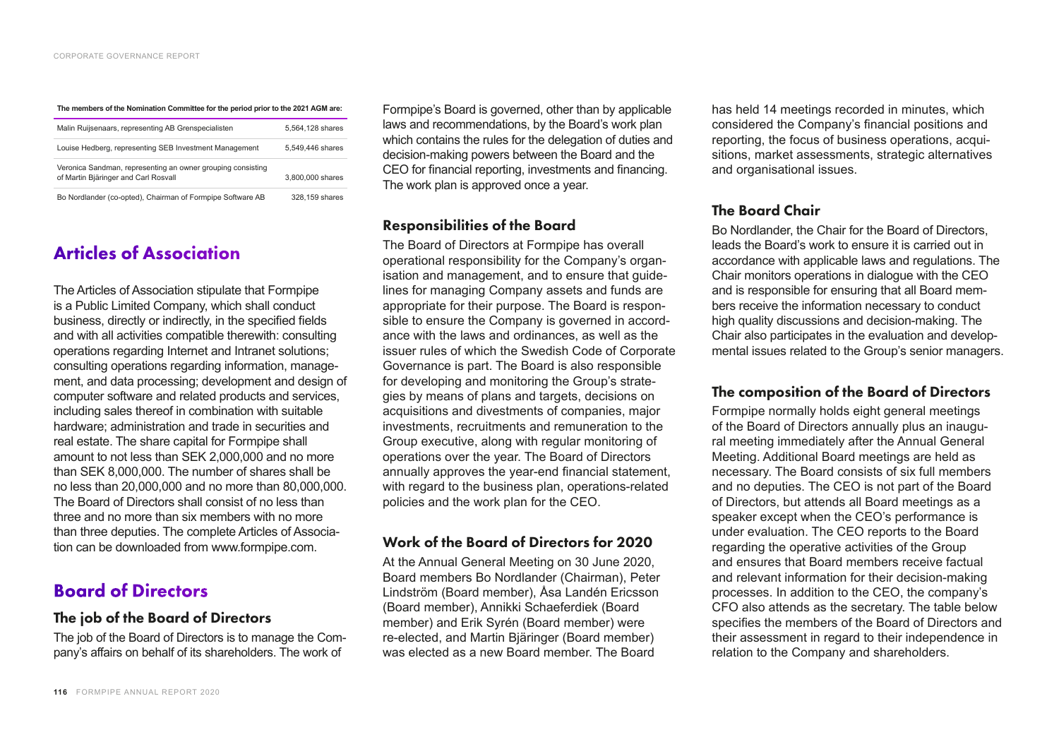**The members of the Nomination Committee for the period prior to the 2021 AGM are:**

| | |
|---|---|
| Malin Ruijsenaars, representing AB Grenspecialisten | 5,564,128 shares |
| Louise Hedberg, representing SEB Investment Management | 5,549,446 shares |
| Veronica Sandman, representing an owner grouping consisting of Martin Bjäringer and Carl Rosvall | 3,800,000 shares |
| Bo Nordlander (co-opted), Chairman of Formpipe Software AB | 328,159 shares |

# Articles of Association

The Articles of Association stipulate that Formpipe is a Public Limited Company, which shall conduct business, directly or indirectly, in the specified fields and with all activities compatible therewith: consulting operations regarding Internet and Intranet solutions; consulting operations regarding information, management, and data processing; development and design of computer software and related products and services, including sales thereof in combination with suitable hardware; administration and trade in securities and real estate. The share capital for Formpipe shall amount to not less than SEK 2,000,000 and no more than SEK 8,000,000. The number of shares shall be no less than 20,000,000 and no more than 80,000,000. The Board of Directors shall consist of no less than three and no more than six members with no more than three deputies. The complete Articles of Association can be downloaded from www.formpipe.com.

# Board of Directors

## The job of the Board of Directors

The job of the Board of Directors is to manage the Company's affairs on behalf of its shareholders. The work of Formpipe's Board is governed, other than by applicable laws and recommendations, by the Board's work plan which contains the rules for the delegation of duties and decision-making powers between the Board and the CEO for financial reporting, investments and financing. The work plan is approved once a year.

## Responsibilities of the Board

The Board of Directors at Formpipe has overall operational responsibility for the Company's organisation and management, and to ensure that guidelines for managing Company assets and funds are appropriate for their purpose. The Board is responsible to ensure the Company is governed in accordance with the laws and ordinances, as well as the issuer rules of which the Swedish Code of Corporate Governance is part. The Board is also responsible for developing and monitoring the Group's strategies by means of plans and targets, decisions on acquisitions and divestments of companies, major investments, recruitments and remuneration to the Group executive, along with regular monitoring of operations over the year. The Board of Directors annually approves the year-end financial statement, with regard to the business plan, operations-related policies and the work plan for the CEO.

## Work of the Board of Directors for 2020

At the Annual General Meeting on 30 June 2020, Board members Bo Nordlander (Chairman), Peter Lindström (Board member), Åsa Landén Ericsson (Board member), Annikki Schaeferdiek (Board member) and Erik Syrén (Board member) were re-elected, and Martin Bjäringer (Board member) was elected as a new Board member. The Board has held 14 meetings recorded in minutes, which considered the Company's financial positions and reporting, the focus of business operations, acquisitions, market assessments, strategic alternatives and organisational issues.

## The Board Chair

Bo Nordlander, the Chair for the Board of Directors, leads the Board's work to ensure it is carried out in accordance with applicable laws and regulations. The Chair monitors operations in dialogue with the CEO and is responsible for ensuring that all Board members receive the information necessary to conduct high quality discussions and decision-making. The Chair also participates in the evaluation and developmental issues related to the Group's senior managers.

## The composition of the Board of Directors

Formpipe normally holds eight general meetings of the Board of Directors annually plus an inaugural meeting immediately after the Annual General Meeting. Additional Board meetings are held as necessary. The Board consists of six full members and no deputies. The CEO is not part of the Board of Directors, but attends all Board meetings as a speaker except when the CEO's performance is under evaluation. The CEO reports to the Board regarding the operative activities of the Group and ensures that Board members receive factual and relevant information for their decision-making processes. In addition to the CEO, the company's CFO also attends as the secretary. The table below specifies the members of the Board of Directors and their assessment in regard to their independence in relation to the Company and shareholders.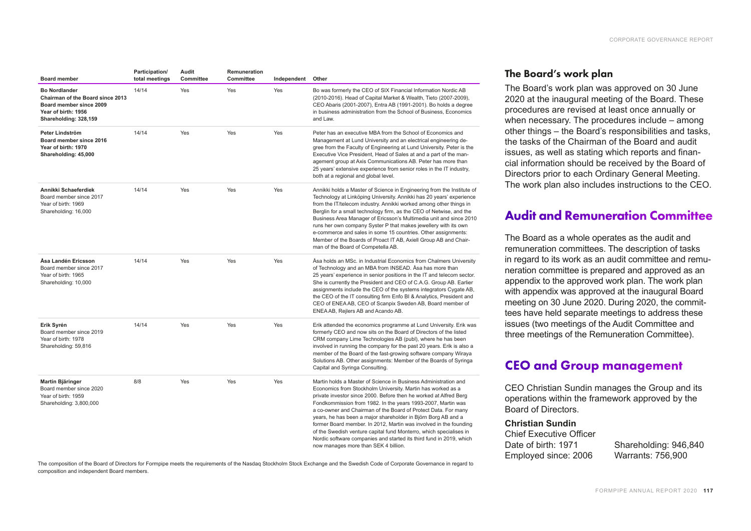| Board member | Participation/ total meetings | Audit Committee | Remuneration Committee | Independent | Other |
|---|---|---|---|---|---|
| **Bo Nordlander** **Chairman of the Board since 2013** **Board member since 2009** **Year of birth: 1956** **Shareholding: 328,159** | 14/14 | Yes | Yes | Yes | Bo was formerly the CEO of SIX Financial Information Nordic AB (2010-2016). Head of Capital Market & Wealth, Tieto (2007-2009), CEO Abaris (2001-2007), Entra AB (1991-2001). Bo holds a degree in business administration from the School of Business, Economics and Law. |
| **Peter Lindström** **Board member since 2016** **Year of birth: 1970** **Shareholding: 45,000** | 14/14 | Yes | Yes | Yes | Peter has an executive MBA from the School of Economics and Management at Lund University and an electrical engineering degree from the Faculty of Engineering at Lund University. Peter is the Executive Vice President, Head of Sales at and a part of the management group at Axis Communications AB. Peter has more than 25 years' extensive experience from senior roles in the IT industry, both at a regional and global level. |
| **Annikki Schaeferdiek** Board member since 2017 Year of birth: 1969 Shareholding: 16,000 | 14/14 | Yes | Yes | Yes | Annikki holds a Master of Science in Engineering from the Institute of Technology at Linköping University. Annikki has 20 years' experience from the IT/telecom industry. Annikki worked among other things in Berglin for a small technology firm, as the CEO of Netwise, and the Business Area Manager of Ericsson's Multimedia unit and since 2010 runs her own company Syster P that makes jewellery with its own e-commerce and sales in some 15 countries. Other assignments: Member of the Boards of Proact IT AB, Axiell Group AB and Chairman of the Board of Competella AB. |
| **Åsa Landén Ericsson** Board member since 2017 Year of birth: 1965 Shareholding: 10,000 | 14/14 | Yes | Yes | Yes | Åsa holds an MSc. in Industrial Economics from Chalmers University of Technology and an MBA from INSEAD. Åsa has more than 25 years' experience in senior positions in the IT and telecom sector. She is currently the President and CEO of C.A.G. Group AB. Earlier assignments include the CEO of the systems integrators Cygate AB, the CEO of the IT consulting firm Enfo BI & Analytics, President and CEO of ENEA AB, CEO of Scanpix Sweden AB, Board member of ENEA AB, Rejlers AB and Acando AB. |
| **Erik Syrén** Board member since 2019 Year of birth: 1978 Shareholding: 59,816 | 14/14 | Yes | Yes | Yes | Erik attended the economics programme at Lund University. Erik was formerly CEO and now sits on the Board of Directors of the listed CRM company Lime Technologies AB (publ), where he has been involved in running the company for the past 20 years. Erik is also a member of the Board of the fast-growing software company Wiraya Solutions AB. Other assignments: Member of the Boards of Syringa Capital and Syringa Consulting. |
| **Martin Bjäringer** Board member since 2020 Year of birth: 1959 Shareholding: 3,800,000 | 8/8 | Yes | Yes | Yes | Martin holds a Master of Science in Business Administration and Economics from Stockholm University. Martin has worked as a private investor since 2000. Before then he worked at Alfred Berg Fondkommission from 1982. In the years 1993-2007, Martin was a co-owner and Chairman of the Board of Protect Data. For many years, he has been a major shareholder in Björn Borg AB and a former Board member. In 2012, Martin was involved in the founding of the Swedish venture capital fund Monterro, which specialises in Nordic software companies and started its third fund in 2019, which now manages more than SEK 4 billion. |

The composition of the Board of Directors for Formpipe meets the requirements of the Nasdaq Stockholm Stock Exchange and the Swedish Code of Corporate Governance in regard to composition and independent Board members.

### The Board's work plan

The Board's work plan was approved on 30 June 2020 at the inaugural meeting of the Board. These procedures are revised at least once annually or when necessary. The procedures include – among other things – the Board's responsibilities and tasks, the tasks of the Chairman of the Board and audit issues, as well as stating which reports and financial information should be received by the Board of Directors prior to each Ordinary General Meeting. The work plan also includes instructions to the CEO.

## Audit and Remuneration Committee

The Board as a whole operates as the audit and remuneration committees. The description of tasks in regard to its work as an audit committee and remuneration committee is prepared and approved as an appendix to the approved work plan. The work plan with appendix was approved at the inaugural Board meeting on 30 June 2020. During 2020, the committees have held separate meetings to address these issues (two meetings of the Audit Committee and three meetings of the Remuneration Committee).

## CEO and Group management

CEO Christian Sundin manages the Group and its operations within the framework approved by the Board of Directors.

**Christian Sundin**
Chief Executive Officer
Date of birth: 1971
Employed since: 2006
Shareholding: 946,840
Warrants: 756,900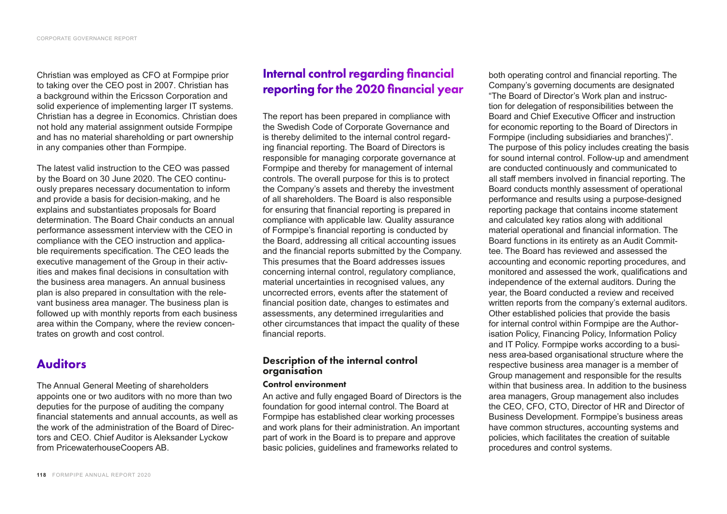Christian was employed as CFO at Formpipe prior to taking over the CEO post in 2007. Christian has a background within the Ericsson Corporation and solid experience of implementing larger IT systems. Christian has a degree in Economics. Christian does not hold any material assignment outside Formpipe and has no material shareholding or part ownership in any companies other than Formpipe.

The latest valid instruction to the CEO was passed by the Board on 30 June 2020. The CEO continuously prepares necessary documentation to inform and provide a basis for decision-making, and he explains and substantiates proposals for Board determination. The Board Chair conducts an annual performance assessment interview with the CEO in compliance with the CEO instruction and applicable requirements specification. The CEO leads the executive management of the Group in their activities and makes final decisions in consultation with the business area managers. An annual business plan is also prepared in consultation with the relevant business area manager. The business plan is followed up with monthly reports from each business area within the Company, where the review concentrates on growth and cost control.

## Auditors

The Annual General Meeting of shareholders appoints one or two auditors with no more than two deputies for the purpose of auditing the company financial statements and annual accounts, as well as the work of the administration of the Board of Directors and CEO. Chief Auditor is Aleksander Lyckow from PricewaterhouseCoopers AB.

## Internal control regarding financial reporting for the 2020 financial year

The report has been prepared in compliance with the Swedish Code of Corporate Governance and is thereby delimited to the internal control regarding financial reporting. The Board of Directors is responsible for managing corporate governance at Formpipe and thereby for management of internal controls. The overall purpose for this is to protect the Company's assets and thereby the investment of all shareholders. The Board is also responsible for ensuring that financial reporting is prepared in compliance with applicable law. Quality assurance of Formpipe's financial reporting is conducted by the Board, addressing all critical accounting issues and the financial reports submitted by the Company. This presumes that the Board addresses issues concerning internal control, regulatory compliance, material uncertainties in recognised values, any uncorrected errors, events after the statement of financial position date, changes to estimates and assessments, any determined irregularities and other circumstances that impact the quality of these financial reports.

### Description of the internal control organisation

#### Control environment

An active and fully engaged Board of Directors is the foundation for good internal control. The Board at Formpipe has established clear working processes and work plans for their administration. An important part of work in the Board is to prepare and approve basic policies, guidelines and frameworks related to both operating control and financial reporting. The Company's governing documents are designated "The Board of Director's Work plan and instruction for delegation of responsibilities between the Board and Chief Executive Officer and instruction for economic reporting to the Board of Directors in Formpipe (including subsidiaries and branches)". The purpose of this policy includes creating the basis for sound internal control. Follow-up and amendment are conducted continuously and communicated to all staff members involved in financial reporting. The Board conducts monthly assessment of operational performance and results using a purpose-designed reporting package that contains income statement and calculated key ratios along with additional material operational and financial information. The Board functions in its entirety as an Audit Committee. The Board has reviewed and assessed the accounting and economic reporting procedures, and monitored and assessed the work, qualifications and independence of the external auditors. During the year, the Board conducted a review and received written reports from the company's external auditors. Other established policies that provide the basis for internal control within Formpipe are the Authorisation Policy, Financing Policy, Information Policy and IT Policy. Formpipe works according to a business area-based organisational structure where the respective business area manager is a member of Group management and responsible for the results within that business area. In addition to the business area managers, Group management also includes the CEO, CFO, CTO, Director of HR and Director of Business Development. Formpipe's business areas have common structures, accounting systems and policies, which facilitates the creation of suitable procedures and control systems.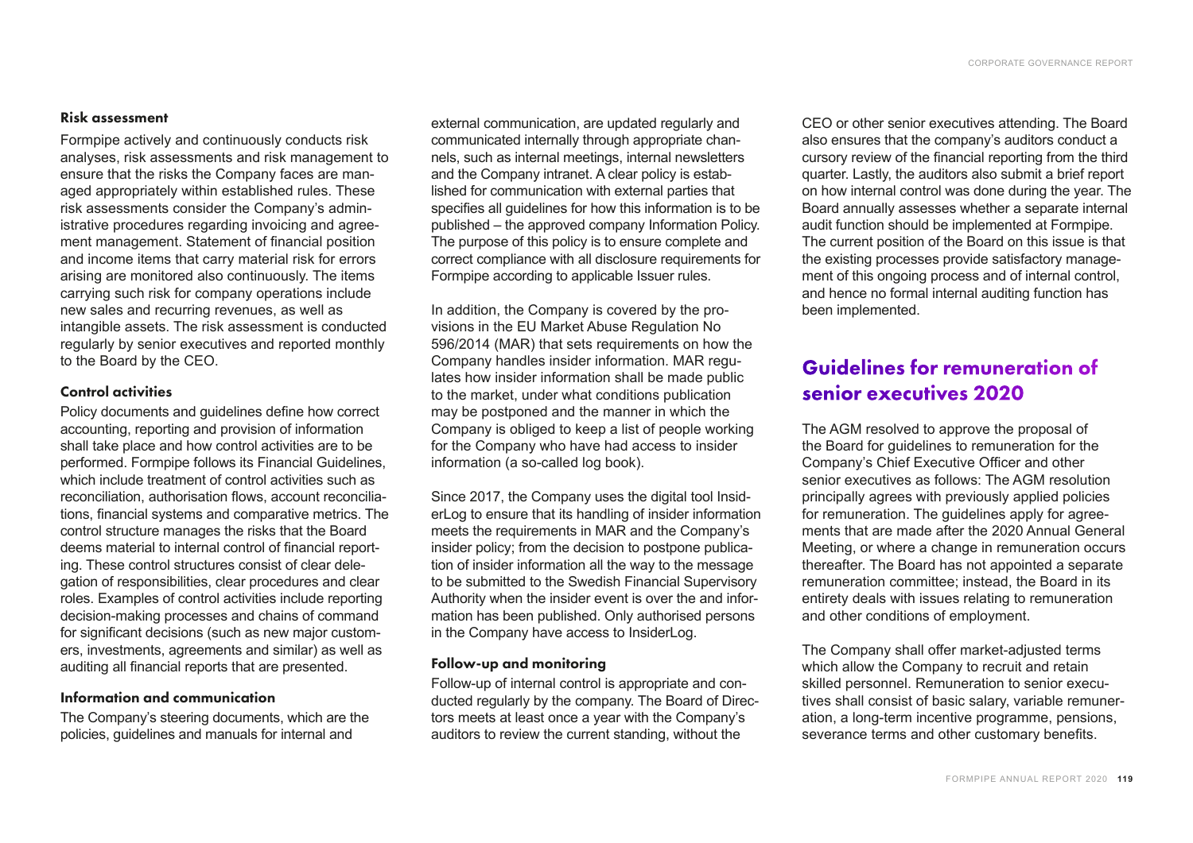### Risk assessment

Formpipe actively and continuously conducts risk analyses, risk assessments and risk management to ensure that the risks the Company faces are managed appropriately within established rules. These risk assessments consider the Company's administrative procedures regarding invoicing and agreement management. Statement of financial position and income items that carry material risk for errors arising are monitored also continuously. The items carrying such risk for company operations include new sales and recurring revenues, as well as intangible assets. The risk assessment is conducted regularly by senior executives and reported monthly to the Board by the CEO.

### Control activities

Policy documents and guidelines define how correct accounting, reporting and provision of information shall take place and how control activities are to be performed. Formpipe follows its Financial Guidelines, which include treatment of control activities such as reconciliation, authorisation flows, account reconciliations, financial systems and comparative metrics. The control structure manages the risks that the Board deems material to internal control of financial reporting. These control structures consist of clear delegation of responsibilities, clear procedures and clear roles. Examples of control activities include reporting decision-making processes and chains of command for significant decisions (such as new major customers, investments, agreements and similar) as well as auditing all financial reports that are presented.

### Information and communication

The Company's steering documents, which are the policies, guidelines and manuals for internal and external communication, are updated regularly and communicated internally through appropriate channels, such as internal meetings, internal newsletters and the Company intranet. A clear policy is established for communication with external parties that specifies all guidelines for how this information is to be published – the approved company Information Policy. The purpose of this policy is to ensure complete and correct compliance with all disclosure requirements for Formpipe according to applicable Issuer rules.

In addition, the Company is covered by the provisions in the EU Market Abuse Regulation No 596/2014 (MAR) that sets requirements on how the Company handles insider information. MAR regulates how insider information shall be made public to the market, under what conditions publication may be postponed and the manner in which the Company is obliged to keep a list of people working for the Company who have had access to insider information (a so-called log book).

Since 2017, the Company uses the digital tool InsiderLog to ensure that its handling of insider information meets the requirements in MAR and the Company's insider policy; from the decision to postpone publication of insider information all the way to the message to be submitted to the Swedish Financial Supervisory Authority when the insider event is over the and information has been published. Only authorised persons in the Company have access to InsiderLog.

### Follow-up and monitoring

Follow-up of internal control is appropriate and conducted regularly by the company. The Board of Directors meets at least once a year with the Company's auditors to review the current standing, without the CEO or other senior executives attending. The Board also ensures that the company's auditors conduct a cursory review of the financial reporting from the third quarter. Lastly, the auditors also submit a brief report on how internal control was done during the year. The Board annually assesses whether a separate internal audit function should be implemented at Formpipe. The current position of the Board on this issue is that the existing processes provide satisfactory management of this ongoing process and of internal control, and hence no formal internal auditing function has been implemented.

## Guidelines for remuneration of senior executives 2020

The AGM resolved to approve the proposal of the Board for guidelines to remuneration for the Company's Chief Executive Officer and other senior executives as follows: The AGM resolution principally agrees with previously applied policies for remuneration. The guidelines apply for agreements that are made after the 2020 Annual General Meeting, or where a change in remuneration occurs thereafter. The Board has not appointed a separate remuneration committee; instead, the Board in its entirety deals with issues relating to remuneration and other conditions of employment.

The Company shall offer market-adjusted terms which allow the Company to recruit and retain skilled personnel. Remuneration to senior executives shall consist of basic salary, variable remuneration, a long-term incentive programme, pensions, severance terms and other customary benefits.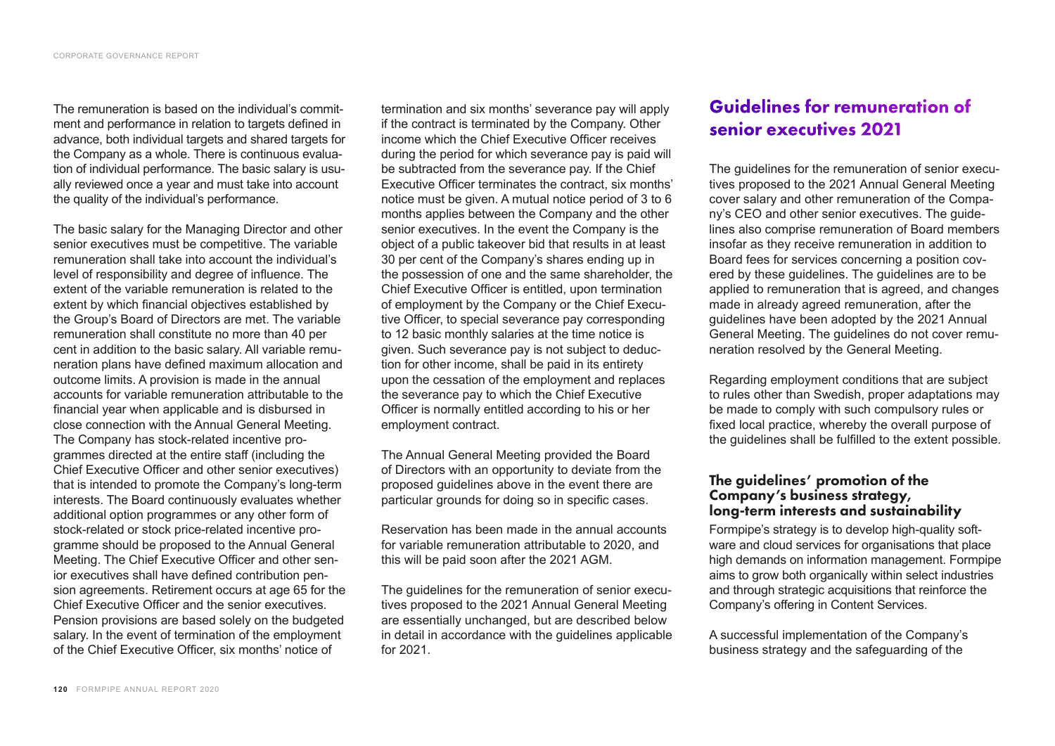The remuneration is based on the individual's commitment and performance in relation to targets defined in advance, both individual targets and shared targets for the Company as a whole. There is continuous evaluation of individual performance. The basic salary is usually reviewed once a year and must take into account the quality of the individual's performance.

The basic salary for the Managing Director and other senior executives must be competitive. The variable remuneration shall take into account the individual's level of responsibility and degree of influence. The extent of the variable remuneration is related to the extent by which financial objectives established by the Group's Board of Directors are met. The variable remuneration shall constitute no more than 40 per cent in addition to the basic salary. All variable remuneration plans have defined maximum allocation and outcome limits. A provision is made in the annual accounts for variable remuneration attributable to the financial year when applicable and is disbursed in close connection with the Annual General Meeting. The Company has stock-related incentive programmes directed at the entire staff (including the Chief Executive Officer and other senior executives) that is intended to promote the Company's long-term interests. The Board continuously evaluates whether additional option programmes or any other form of stock-related or stock price-related incentive programme should be proposed to the Annual General Meeting. The Chief Executive Officer and other senior executives shall have defined contribution pension agreements. Retirement occurs at age 65 for the Chief Executive Officer and the senior executives. Pension provisions are based solely on the budgeted salary. In the event of termination of the employment of the Chief Executive Officer, six months' notice of termination and six months' severance pay will apply if the contract is terminated by the Company. Other income which the Chief Executive Officer receives during the period for which severance pay is paid will be subtracted from the severance pay. If the Chief Executive Officer terminates the contract, six months' notice must be given. A mutual notice period of 3 to 6 months applies between the Company and the other senior executives. In the event the Company is the object of a public takeover bid that results in at least 30 per cent of the Company's shares ending up in the possession of one and the same shareholder, the Chief Executive Officer is entitled, upon termination of employment by the Company or the Chief Executive Officer, to special severance pay corresponding to 12 basic monthly salaries at the time notice is given. Such severance pay is not subject to deduction for other income, shall be paid in its entirety upon the cessation of the employment and replaces the severance pay to which the Chief Executive Officer is normally entitled according to his or her employment contract.

The Annual General Meeting provided the Board of Directors with an opportunity to deviate from the proposed guidelines above in the event there are particular grounds for doing so in specific cases.

Reservation has been made in the annual accounts for variable remuneration attributable to 2020, and this will be paid soon after the 2021 AGM.

The guidelines for the remuneration of senior executives proposed to the 2021 Annual General Meeting are essentially unchanged, but are described below in detail in accordance with the guidelines applicable for 2021.

## Guidelines for remuneration of senior executives 2021

The guidelines for the remuneration of senior executives proposed to the 2021 Annual General Meeting cover salary and other remuneration of the Company's CEO and other senior executives. The guidelines also comprise remuneration of Board members insofar as they receive remuneration in addition to Board fees for services concerning a position covered by these guidelines. The guidelines are to be applied to remuneration that is agreed, and changes made in already agreed remuneration, after the guidelines have been adopted by the 2021 Annual General Meeting. The guidelines do not cover remuneration resolved by the General Meeting.

Regarding employment conditions that are subject to rules other than Swedish, proper adaptations may be made to comply with such compulsory rules or fixed local practice, whereby the overall purpose of the guidelines shall be fulfilled to the extent possible.

### The guidelines' promotion of the Company's business strategy, long-term interests and sustainability

Formpipe's strategy is to develop high-quality software and cloud services for organisations that place high demands on information management. Formpipe aims to grow both organically within select industries and through strategic acquisitions that reinforce the Company's offering in Content Services.

A successful implementation of the Company's business strategy and the safeguarding of the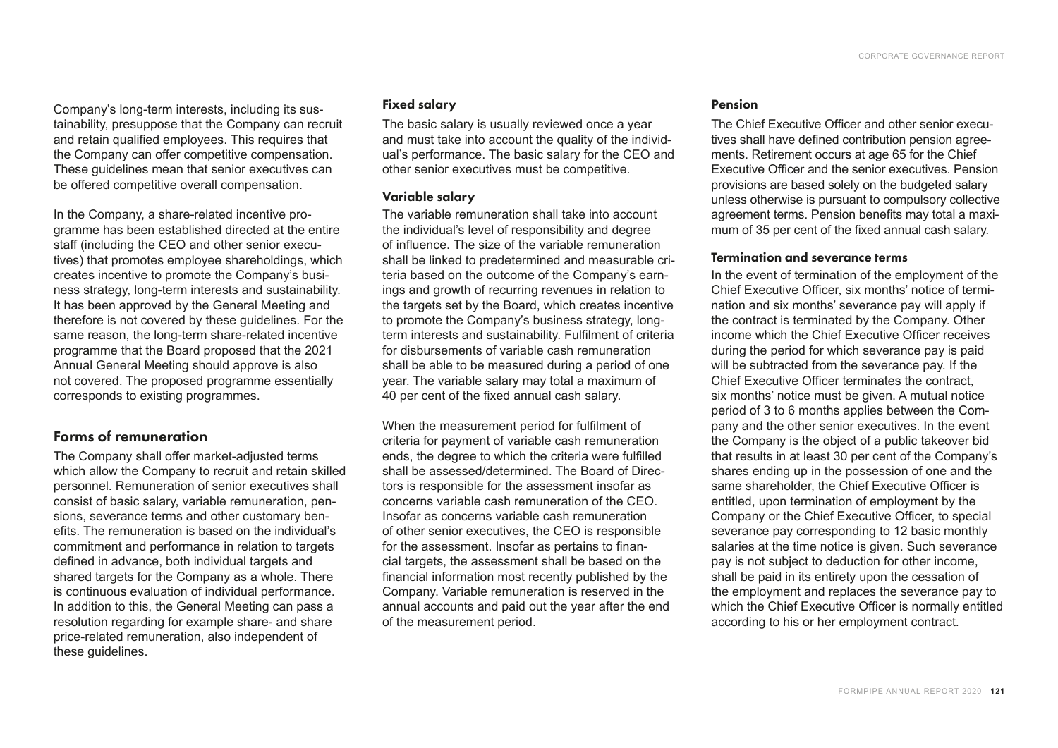Company's long-term interests, including its sustainability, presuppose that the Company can recruit and retain qualified employees. This requires that the Company can offer competitive compensation. These guidelines mean that senior executives can be offered competitive overall compensation.

In the Company, a share-related incentive programme has been established directed at the entire staff (including the CEO and other senior executives) that promotes employee shareholdings, which creates incentive to promote the Company's business strategy, long-term interests and sustainability. It has been approved by the General Meeting and therefore is not covered by these guidelines. For the same reason, the long-term share-related incentive programme that the Board proposed that the 2021 Annual General Meeting should approve is also not covered. The proposed programme essentially corresponds to existing programmes.

## Forms of remuneration

The Company shall offer market-adjusted terms which allow the Company to recruit and retain skilled personnel. Remuneration of senior executives shall consist of basic salary, variable remuneration, pensions, severance terms and other customary benefits. The remuneration is based on the individual's commitment and performance in relation to targets defined in advance, both individual targets and shared targets for the Company as a whole. There is continuous evaluation of individual performance. In addition to this, the General Meeting can pass a resolution regarding for example share- and share price-related remuneration, also independent of these guidelines.

### Fixed salary

The basic salary is usually reviewed once a year and must take into account the quality of the individual's performance. The basic salary for the CEO and other senior executives must be competitive.

### Variable salary

The variable remuneration shall take into account the individual's level of responsibility and degree of influence. The size of the variable remuneration shall be linked to predetermined and measurable criteria based on the outcome of the Company's earnings and growth of recurring revenues in relation to the targets set by the Board, which creates incentive to promote the Company's business strategy, long-term interests and sustainability. Fulfilment of criteria for disbursements of variable cash remuneration shall be able to be measured during a period of one year. The variable salary may total a maximum of 40 per cent of the fixed annual cash salary.

When the measurement period for fulfilment of criteria for payment of variable cash remuneration ends, the degree to which the criteria were fulfilled shall be assessed/determined. The Board of Directors is responsible for the assessment insofar as concerns variable cash remuneration of the CEO. Insofar as concerns variable cash remuneration of other senior executives, the CEO is responsible for the assessment. Insofar as pertains to financial targets, the assessment shall be based on the financial information most recently published by the Company. Variable remuneration is reserved in the annual accounts and paid out the year after the end of the measurement period.

### Pension

The Chief Executive Officer and other senior executives shall have defined contribution pension agreements. Retirement occurs at age 65 for the Chief Executive Officer and the senior executives. Pension provisions are based solely on the budgeted salary unless otherwise is pursuant to compulsory collective agreement terms. Pension benefits may total a maximum of 35 per cent of the fixed annual cash salary.

### Termination and severance terms

In the event of termination of the employment of the Chief Executive Officer, six months' notice of termination and six months' severance pay will apply if the contract is terminated by the Company. Other income which the Chief Executive Officer receives during the period for which severance pay is paid will be subtracted from the severance pay. If the Chief Executive Officer terminates the contract, six months' notice must be given. A mutual notice period of 3 to 6 months applies between the Company and the other senior executives. In the event the Company is the object of a public takeover bid that results in at least 30 per cent of the Company's shares ending up in the possession of one and the same shareholder, the Chief Executive Officer is entitled, upon termination of employment by the Company or the Chief Executive Officer, to special severance pay corresponding to 12 basic monthly salaries at the time notice is given. Such severance pay is not subject to deduction for other income, shall be paid in its entirety upon the cessation of the employment and replaces the severance pay to which the Chief Executive Officer is normally entitled according to his or her employment contract.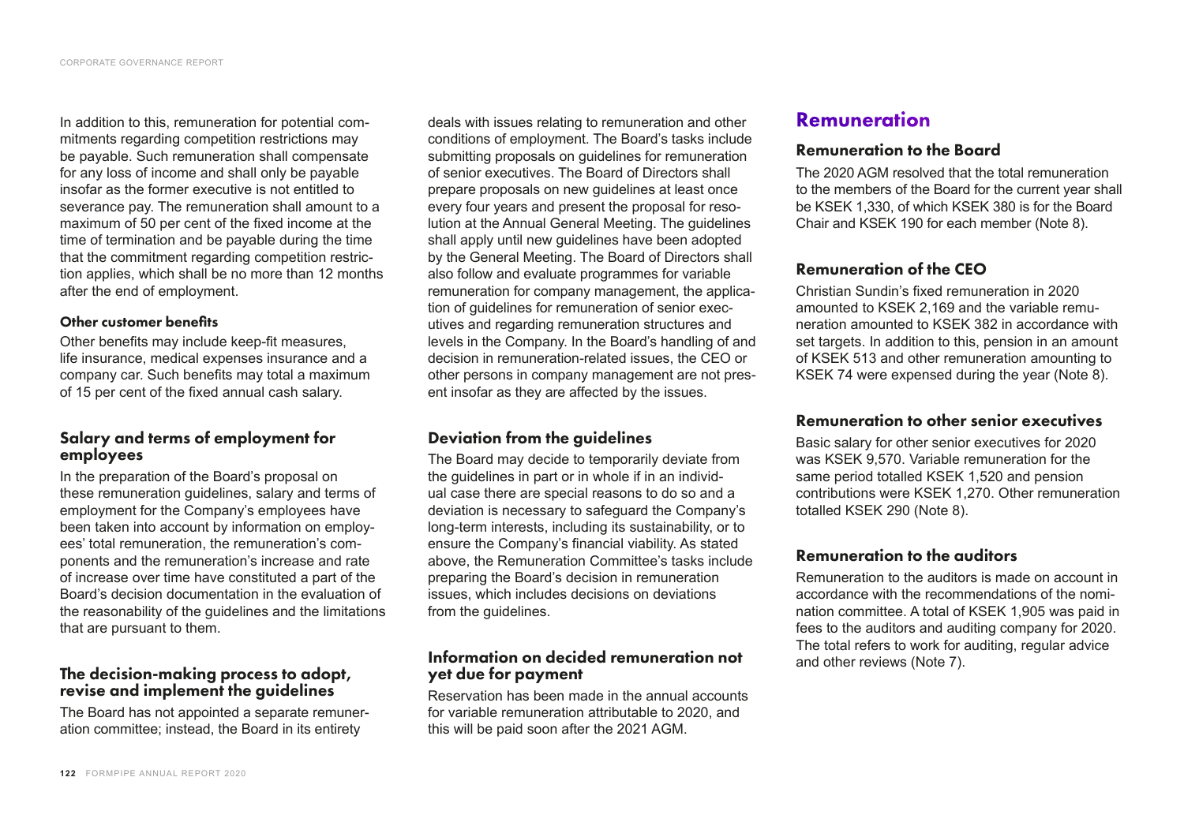In addition to this, remuneration for potential commitments regarding competition restrictions may be payable. Such remuneration shall compensate for any loss of income and shall only be payable insofar as the former executive is not entitled to severance pay. The remuneration shall amount to a maximum of 50 per cent of the fixed income at the time of termination and be payable during the time that the commitment regarding competition restriction applies, which shall be no more than 12 months after the end of employment.

#### Other customer benefits

Other benefits may include keep-fit measures, life insurance, medical expenses insurance and a company car. Such benefits may total a maximum of 15 per cent of the fixed annual cash salary.

### Salary and terms of employment for employees

In the preparation of the Board's proposal on these remuneration guidelines, salary and terms of employment for the Company's employees have been taken into account by information on employees' total remuneration, the remuneration's components and the remuneration's increase and rate of increase over time have constituted a part of the Board's decision documentation in the evaluation of the reasonability of the guidelines and the limitations that are pursuant to them.

### The decision-making process to adopt, revise and implement the guidelines

The Board has not appointed a separate remuneration committee; instead, the Board in its entirety deals with issues relating to remuneration and other conditions of employment. The Board's tasks include submitting proposals on guidelines for remuneration of senior executives. The Board of Directors shall prepare proposals on new guidelines at least once every four years and present the proposal for resolution at the Annual General Meeting. The guidelines shall apply until new guidelines have been adopted by the General Meeting. The Board of Directors shall also follow and evaluate programmes for variable remuneration for company management, the application of guidelines for remuneration of senior executives and regarding remuneration structures and levels in the Company. In the Board's handling of and decision in remuneration-related issues, the CEO or other persons in company management are not present insofar as they are affected by the issues.

### Deviation from the guidelines

The Board may decide to temporarily deviate from the guidelines in part or in whole if in an individual case there are special reasons to do so and a deviation is necessary to safeguard the Company's long-term interests, including its sustainability, or to ensure the Company's financial viability. As stated above, the Remuneration Committee's tasks include preparing the Board's decision in remuneration issues, which includes decisions on deviations from the guidelines.

### Information on decided remuneration not yet due for payment

Reservation has been made in the annual accounts for variable remuneration attributable to 2020, and this will be paid soon after the 2021 AGM.

## Remuneration

### Remuneration to the Board

The 2020 AGM resolved that the total remuneration to the members of the Board for the current year shall be KSEK 1,330, of which KSEK 380 is for the Board Chair and KSEK 190 for each member (Note 8).

### Remuneration of the CEO

Christian Sundin's fixed remuneration in 2020 amounted to KSEK 2,169 and the variable remuneration amounted to KSEK 382 in accordance with set targets. In addition to this, pension in an amount of KSEK 513 and other remuneration amounting to KSEK 74 were expensed during the year (Note 8).

### Remuneration to other senior executives

Basic salary for other senior executives for 2020 was KSEK 9,570. Variable remuneration for the same period totalled KSEK 1,520 and pension contributions were KSEK 1,270. Other remuneration totalled KSEK 290 (Note 8).

### Remuneration to the auditors

Remuneration to the auditors is made on account in accordance with the recommendations of the nomination committee. A total of KSEK 1,905 was paid in fees to the auditors and auditing company for 2020. The total refers to work for auditing, regular advice and other reviews (Note 7).